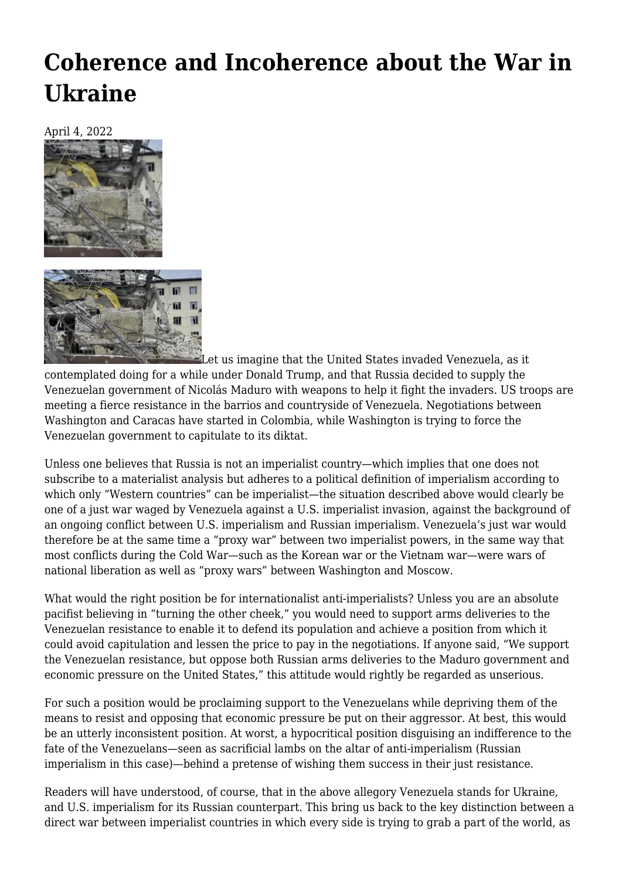# Coherence and Incoherence about the War in Ukraine

April 4, 2022

Let us imagine that the United States invaded Venezuela, as it contemplated doing for a while under Donald Trump, and that Russia decided to supply the Venezuelan government of Nicolás Maduro with weapons to help it fight the invaders. US troops are meeting a fierce resistance in the barrios and countryside of Venezuela. Negotiations between Washington and Caracas have started in Colombia, while Washington is trying to force the Venezuelan government to capitulate to its diktat.

Unless one believes that Russia is not an imperialist country—which implies that one does not subscribe to a materialist analysis but adheres to a political definition of imperialism according to which only "Western countries" can be imperialist—the situation described above would clearly be one of a just war waged by Venezuela against a U.S. imperialist invasion, against the background of an ongoing conflict between U.S. imperialism and Russian imperialism. Venezuela's just war would therefore be at the same time a "proxy war" between two imperialist powers, in the same way that most conflicts during the Cold War—such as the Korean war or the Vietnam war—were wars of national liberation as well as "proxy wars" between Washington and Moscow.

What would the right position be for internationalist anti-imperialists? Unless you are an absolute pacifist believing in "turning the other cheek," you would need to support arms deliveries to the Venezuelan resistance to enable it to defend its population and achieve a position from which it could avoid capitulation and lessen the price to pay in the negotiations. If anyone said, "We support the Venezuelan resistance, but oppose both Russian arms deliveries to the Maduro government and economic pressure on the United States," this attitude would rightly be regarded as unserious.

For such a position would be proclaiming support to the Venezuelans while depriving them of the means to resist and opposing that economic pressure be put on their aggressor. At best, this would be an utterly inconsistent position. At worst, a hypocritical position disguising an indifference to the fate of the Venezuelans—seen as sacrificial lambs on the altar of anti-imperialism (Russian imperialism in this case)—behind a pretense of wishing them success in their just resistance.

Readers will have understood, of course, that in the above allegory Venezuela stands for Ukraine, and U.S. imperialism for its Russian counterpart. This bring us back to the key distinction between a direct war between imperialist countries in which every side is trying to grab a part of the world, as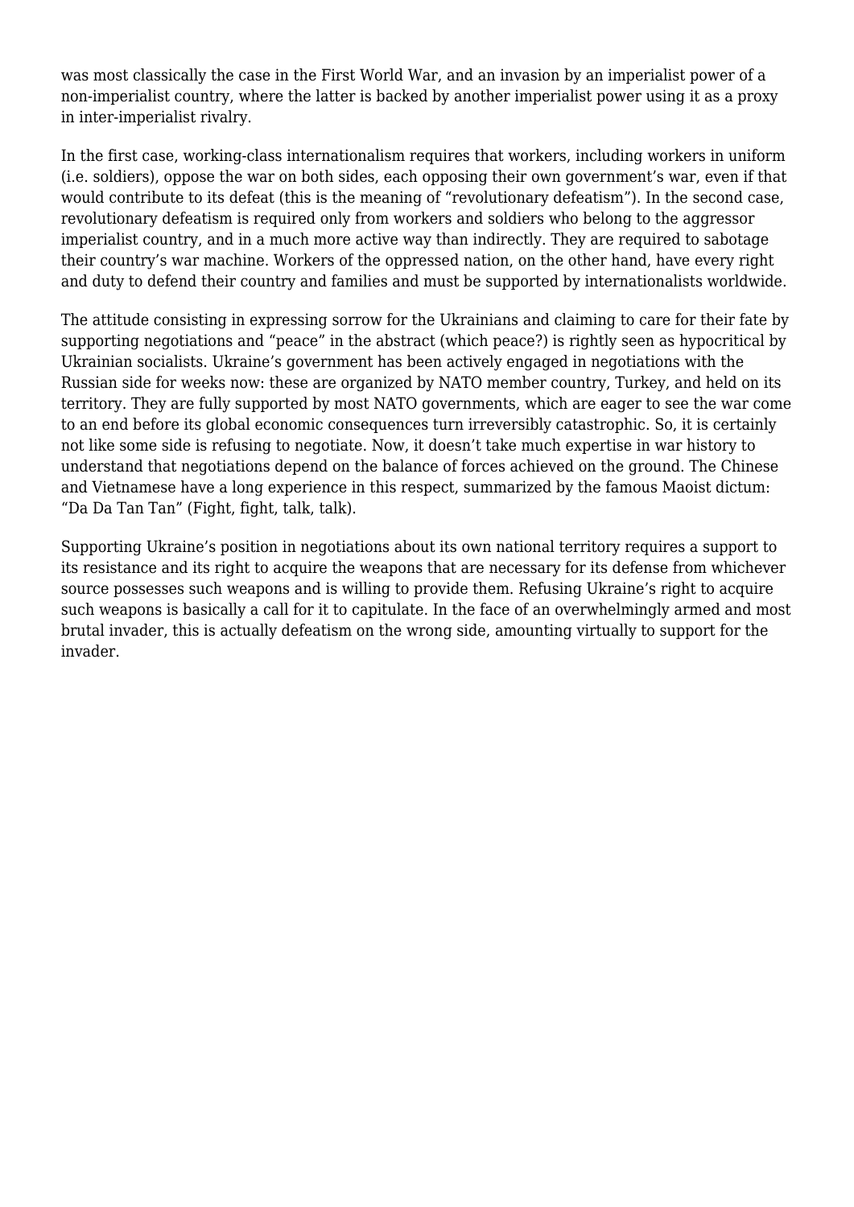was most classically the case in the First World War, and an invasion by an imperialist power of a non-imperialist country, where the latter is backed by another imperialist power using it as a proxy in inter-imperialist rivalry.

In the first case, working-class internationalism requires that workers, including workers in uniform (i.e. soldiers), oppose the war on both sides, each opposing their own government's war, even if that would contribute to its defeat (this is the meaning of "revolutionary defeatism"). In the second case, revolutionary defeatism is required only from workers and soldiers who belong to the aggressor imperialist country, and in a much more active way than indirectly. They are required to sabotage their country's war machine. Workers of the oppressed nation, on the other hand, have every right and duty to defend their country and families and must be supported by internationalists worldwide.

The attitude consisting in expressing sorrow for the Ukrainians and claiming to care for their fate by supporting negotiations and "peace" in the abstract (which peace?) is rightly seen as hypocritical by Ukrainian socialists. Ukraine's government has been actively engaged in negotiations with the Russian side for weeks now: these are organized by NATO member country, Turkey, and held on its territory. They are fully supported by most NATO governments, which are eager to see the war come to an end before its global economic consequences turn irreversibly catastrophic. So, it is certainly not like some side is refusing to negotiate. Now, it doesn't take much expertise in war history to understand that negotiations depend on the balance of forces achieved on the ground. The Chinese and Vietnamese have a long experience in this respect, summarized by the famous Maoist dictum: "Da Da Tan Tan" (Fight, fight, talk, talk).

Supporting Ukraine's position in negotiations about its own national territory requires a support to its resistance and its right to acquire the weapons that are necessary for its defense from whichever source possesses such weapons and is willing to provide them. Refusing Ukraine's right to acquire such weapons is basically a call for it to capitulate. In the face of an overwhelmingly armed and most brutal invader, this is actually defeatism on the wrong side, amounting virtually to support for the invader.